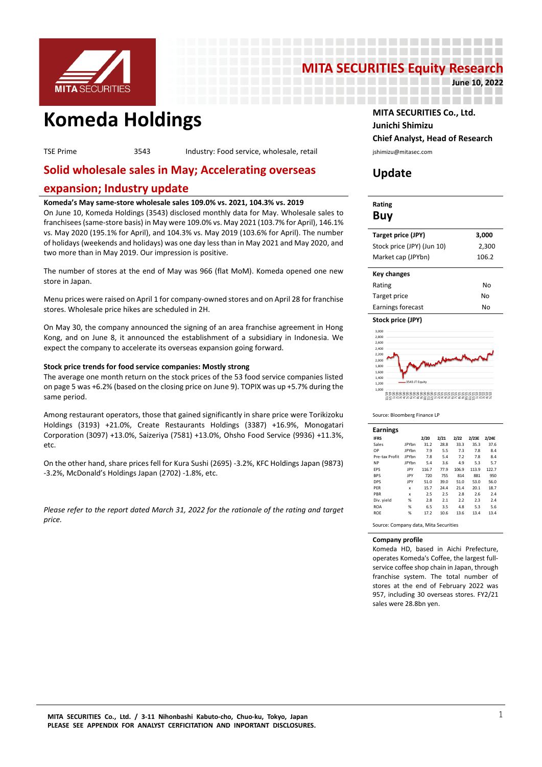# Komeda Holdings

MITA SECURITIES Equity Research

June 10, 2022

MITA SECURITIES Co., Ltd.
Junichi Shimizu
Chief Analyst, Head of Research
jshimizu@mitasec.com

TSE Prime | 3543 | Industry: Food service, wholesale, retail

## Solid wholesale sales in May; Accelerating overseas expansion; Industry update

## Update

**Komeda's May same-store wholesale sales 109.0% vs. 2021, 104.3% vs. 2019**

On June 10, Komeda Holdings (3543) disclosed monthly data for May. Wholesale sales to franchisees (same-store basis) in May were 109.0% vs. May 2021 (103.7% for April), 146.1% vs. May 2020 (195.1% for April), and 104.3% vs. May 2019 (103.6% for April). The number of holidays (weekends and holidays) was one day less than in May 2021 and May 2020, and two more than in May 2019. Our impression is positive.

The number of stores at the end of May was 966 (flat MoM). Komeda opened one new store in Japan.

Menu prices were raised on April 1 for company-owned stores and on April 28 for franchise stores. Wholesale price hikes are scheduled in 2H.

On May 30, the company announced the signing of an area franchise agreement in Hong Kong, and on June 8, it announced the establishment of a subsidiary in Indonesia. We expect the company to accelerate its overseas expansion going forward.

**Stock price trends for food service companies: Mostly strong**

The average one month return on the stock prices of the 53 food service companies listed on page 5 was +6.2% (based on the closing price on June 9). TOPIX was up +5.7% during the same period.

Among restaurant operators, those that gained significantly in share price were Torikizoku Holdings (3193) +21.0%, Create Restaurants Holdings (3387) +16.9%, Monogatari Corporation (3097) +13.0%, Saizeriya (7581) +13.0%, Ohsho Food Service (9936) +11.3%, etc.

On the other hand, share prices fell for Kura Sushi (2695) -3.2%, KFC Holdings Japan (9873) -3.2%, McDonald's Holdings Japan (2702) -1.8%, etc.

*Please refer to the report dated March 31, 2022 for the rationale of the rating and target price.*

**Rating**

**Buy**

| Target price (JPY) | 3,000 |
|---|---|
| Stock price (JPY) (Jun 10) | 2,300 |
| Market cap (JPYbn) | 106.2 |

| Key changes | |
|---|---|
| Rating | No |
| Target price | No |
| Earnings forecast | No |

**Stock price (JPY)**

Source: Bloomberg Finance LP

**Earnings**

| IFRS | | 2/20 | 2/21 | 2/22 | 2/23E | 2/24E |
|---|---|---|---|---|---|---|
| Sales | JPYbn | 31.2 | 28.8 | 33.3 | 35.3 | 37.6 |
| OP | JPYbn | 7.9 | 5.5 | 7.3 | 7.8 | 8.4 |
| Pre-tax Profit | JPYbn | 7.8 | 5.4 | 7.2 | 7.8 | 8.4 |
| NP | JPYbn | 5.4 | 3.6 | 4.9 | 5.3 | 5.7 |
| EPS | JPY | 116.7 | 77.9 | 106.9 | 113.9 | 122.7 |
| BPS | JPY | 720 | 755 | 814 | 881 | 950 |
| DPS | JPY | 51.0 | 39.0 | 51.0 | 53.0 | 56.0 |
| PER | x | 15.7 | 24.4 | 21.4 | 20.1 | 18.7 |
| PBR | x | 2.5 | 2.5 | 2.8 | 2.6 | 2.4 |
| Div. yield | % | 2.8 | 2.1 | 2.2 | 2.3 | 2.4 |
| ROA | % | 6.5 | 3.5 | 4.8 | 5.3 | 5.6 |
| ROE | % | 17.2 | 10.6 | 13.6 | 13.4 | 13.4 |

Source: Company data, Mita Securities

**Company profile**

Komeda HD, based in Aichi Prefecture, operates Komeda's Coffee, the largest full-service coffee shop chain in Japan, through franchise system. The total number of stores at the end of February 2022 was 957, including 30 overseas stores. FY2/21 sales were 28.8bn yen.

MITA SECURITIES Co., Ltd. / 3-11 Nihonbashi Kabuto-cho, Chuo-ku, Tokyo, Japan
PLEASE SEE APPENDIX FOR ANALYST CERFICITATION AND INPORTANT DISCLOSURES.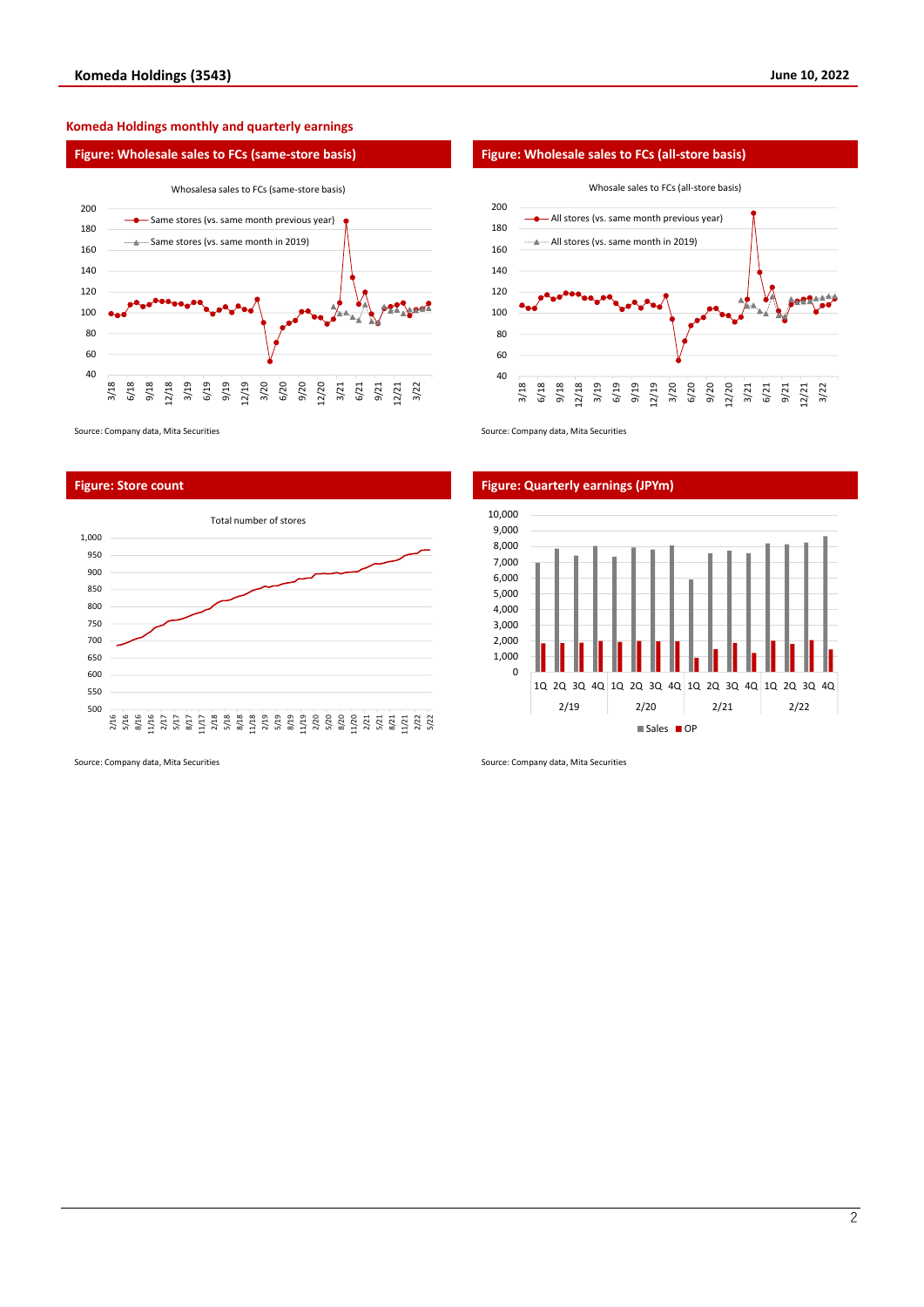## Komeda Holdings monthly and quarterly earnings

### Figure: Wholesale sales to FCs (same-store basis)

Whosalesa sales to FCs (same-store basis)

- Same stores (vs. same month previous year)
- Same stores (vs. same month in 2019)

Source: Company data, Mita Securities

### Figure: Wholesale sales to FCs (all-store basis)

Whosale sales to FCs (all-store basis)

- All stores (vs. same month previous year)
- All stores (vs. same month in 2019)

Source: Company data, Mita Securities

### Figure: Store count

Total number of stores

Source: Company data, Mita Securities

### Figure: Quarterly earnings (JPYm)

- Sales
- OP

Source: Company data, Mita Securities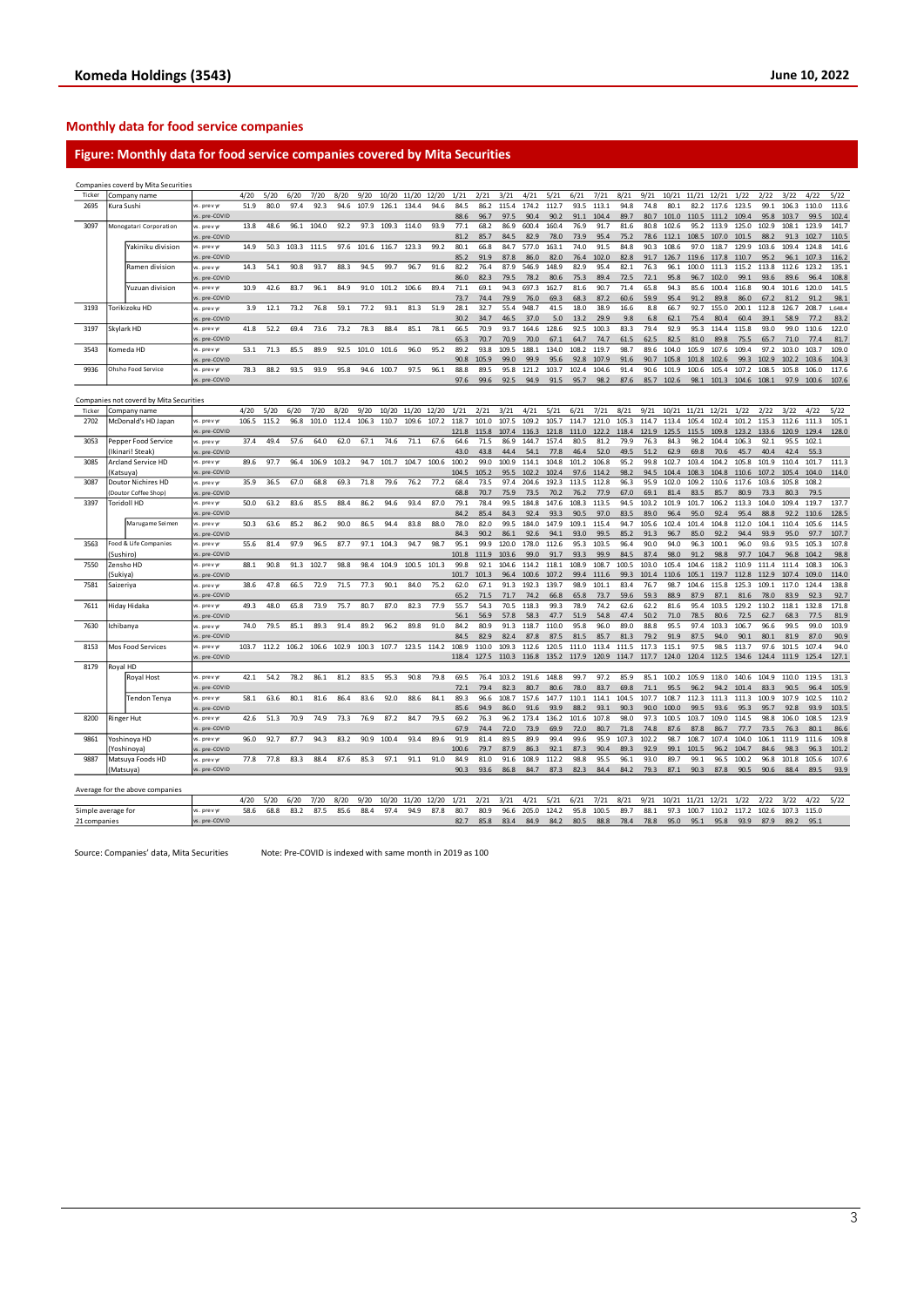## Monthly data for food service companies

### Figure: Monthly data for food service companies covered by Mita Securities

Companies coverd by Mita Securities

| Ticker | Company name | | 4/20 | 5/20 | 6/20 | 7/20 | 8/20 | 9/20 | 10/20 | 11/20 | 12/20 | 1/21 | 2/21 | 3/21 | 4/21 | 5/21 | 6/21 | 7/21 | 8/21 | 9/21 | 10/21 | 11/21 | 12/21 | 1/22 | 2/22 | 3/22 | 4/22 | 5/22 |
|---|---|---|---|---|---|---|---|---|---|---|---|---|---|---|---|---|---|---|---|---|---|---|---|---|---|---|---|---|
| 2695 | Kura Sushi | vs. prev yr | 51.9 | 80.0 | 97.4 | 92.3 | 94.6 | 107.9 | 126.1 | 134.4 | 94.6 | 84.5 | 86.2 | 115.4 | 174.2 | 112.7 | 93.5 | 113.1 | 94.8 | 74.8 | 80.1 | 82.2 | 117.6 | 123.5 | 99.1 | 106.3 | 110.0 | 113.6 |
| | | vs. pre-COVID | | | | | | | | | | 88.6 | 96.7 | 97.5 | 90.4 | 90.2 | 91.1 | 104.4 | 89.7 | 80.7 | 101.0 | 110.5 | 111.2 | 109.4 | 95.8 | 103.7 | 99.5 | 102.4 |
| 3097 | Monogatari Corporation | vs. prev yr | 13.8 | 48.6 | 96.1 | 104.0 | 92.2 | 97.3 | 109.3 | 114.0 | 93.9 | 77.1 | 68.2 | 86.9 | 600.4 | 160.4 | 76.9 | 91.7 | 81.6 | 80.8 | 102.6 | 95.2 | 113.9 | 125.0 | 102.9 | 108.1 | 123.9 | 141.7 |
| | | vs. pre-COVID | | | | | | | | | | 81.2 | 85.7 | 84.5 | 82.9 | 78.0 | 73.9 | 95.4 | 75.2 | 78.6 | 112.1 | 108.5 | 107.0 | 101.5 | 88.2 | 91.3 | 102.7 | 110.5 |
| | Yakiniku division | vs. prev yr | 14.9 | 50.3 | 103.3 | 111.5 | 97.6 | 101.6 | 116.7 | 123.3 | 99.2 | 80.1 | 66.8 | 84.7 | 577.0 | 163.1 | 74.0 | 91.5 | 84.8 | 90.3 | 108.6 | 97.0 | 118.7 | 129.9 | 103.6 | 109.4 | 124.8 | 141.6 |
| | | vs. pre-COVID | | | | | | | | | | 85.2 | 91.9 | 87.8 | 86.0 | 82.0 | 76.4 | 102.0 | 82.8 | 91.7 | 126.7 | 119.6 | 117.8 | 110.7 | 95.2 | 96.1 | 107.3 | 116.2 |
| | Ramen division | vs. prev yr | 14.3 | 54.1 | 90.8 | 93.7 | 88.3 | 94.5 | 99.7 | 96.7 | 91.6 | 82.2 | 76.4 | 87.9 | 546.9 | 148.9 | 82.9 | 95.4 | 82.1 | 76.3 | 96.1 | 100.0 | 111.3 | 115.2 | 113.8 | 112.6 | 123.2 | 135.1 |
| | | vs. pre-COVID | | | | | | | | | | 86.0 | 82.3 | 79.5 | 78.2 | 80.6 | 75.3 | 89.4 | 72.5 | 72.1 | 95.8 | 96.7 | 102.0 | 99.1 | 93.6 | 89.6 | 96.4 | 108.8 |
| | Yuzuan division | vs. prev yr | 10.9 | 42.6 | 83.7 | 96.1 | 84.9 | 91.0 | 101.2 | 106.6 | 89.4 | 71.1 | 69.1 | 94.3 | 697.3 | 162.7 | 81.6 | 90.7 | 71.4 | 65.8 | 94.3 | 85.6 | 100.4 | 116.8 | 90.4 | 101.6 | 120.0 | 141.5 |
| | | vs. pre-COVID | | | | | | | | | | 73.7 | 74.4 | 79.9 | 76.0 | 69.3 | 68.3 | 87.2 | 60.6 | 59.9 | 95.4 | 91.2 | 89.8 | 86.0 | 67.2 | 81.2 | 91.2 | 98.1 |
| 3193 | Torikizoku HD | vs. prev yr | 3.9 | 12.1 | 73.2 | 76.8 | 59.1 | 77.2 | 93.1 | 81.3 | 51.9 | 28.1 | 32.7 | 55.4 | 948.7 | 41.5 | 18.0 | 38.9 | 16.6 | 8.8 | 66.7 | 92.7 | 155.0 | 200.1 | 112.8 | 126.7 | 208.7 | 1,648.4 |
| | | vs. pre-COVID | | | | | | | | | | 30.2 | 34.7 | 46.5 | 37.0 | 5.0 | 13.2 | 29.9 | 9.8 | 6.8 | 62.1 | 75.4 | 80.4 | 60.4 | 39.1 | 58.9 | 77.2 | 83.2 |
| 3197 | Skylark HD | vs. prev yr | 41.8 | 52.2 | 69.4 | 73.6 | 73.2 | 78.3 | 88.4 | 85.1 | 78.1 | 66.5 | 70.9 | 93.7 | 164.6 | 128.6 | 92.5 | 100.3 | 83.3 | 79.4 | 92.9 | 95.3 | 114.4 | 115.8 | 93.0 | 99.0 | 110.6 | 122.0 |
| | | vs. pre-COVID | | | | | | | | | | 65.3 | 70.7 | 70.9 | 70.0 | 67.1 | 64.7 | 74.7 | 61.5 | 62.5 | 82.5 | 81.0 | 89.8 | 75.5 | 65.7 | 71.0 | 77.4 | 81.7 |
| 3543 | Komeda HD | vs. prev yr | 53.1 | 71.3 | 85.5 | 89.9 | 92.5 | 101.0 | 101.6 | 96.0 | 95.2 | 89.2 | 93.8 | 109.5 | 188.1 | 134.0 | 108.2 | 119.7 | 98.7 | 89.6 | 104.0 | 105.9 | 107.6 | 109.4 | 97.2 | 103.0 | 103.7 | 109.0 |
| | | vs. pre-COVID | | | | | | | | | | 90.8 | 105.9 | 99.0 | 99.9 | 95.6 | 92.8 | 107.9 | 91.6 | 90.7 | 105.8 | 101.8 | 102.6 | 99.3 | 102.9 | 102.2 | 103.6 | 104.3 |
| 9936 | Ohsho Food Service | vs. prev yr | 78.3 | 88.2 | 93.5 | 93.9 | 95.8 | 94.6 | 100.7 | 97.5 | 96.1 | 88.8 | 89.5 | 91.8 | 121.2 | 103.7 | 102.4 | 104.6 | 91.4 | 90.6 | 101.9 | 100.6 | 105.4 | 107.2 | 108.5 | 105.8 | 106.0 | 117.6 |
| | | vs. pre-COVID | | | | | | | | | | 97.6 | 99.6 | 92.5 | 94.9 | 91.5 | 95.7 | 98.2 | 87.6 | 85.7 | 102.6 | 98.1 | 101.3 | 104.6 | 108.1 | 97.9 | 100.6 | 107.6 |

Companies not coverd by Mita Securities

| Ticker | Company name | | 4/20 | 5/20 | 6/20 | 7/20 | 8/20 | 9/20 | 10/20 | 11/20 | 12/20 | 1/21 | 2/21 | 3/21 | 4/21 | 5/21 | 6/21 | 7/21 | 8/21 | 9/21 | 10/21 | 11/21 | 12/21 | 1/22 | 2/22 | 3/22 | 4/22 | 5/22 |
|---|---|---|---|---|---|---|---|---|---|---|---|---|---|---|---|---|---|---|---|---|---|---|---|---|---|---|---|---|
| 2702 | McDonald's HD Japan | vs. prev yr | 106.5 | 115.2 | 96.8 | 101.0 | 112.4 | 106.3 | 110.7 | 109.6 | 107.2 | 118.7 | 101.0 | 107.5 | 109.2 | 105.7 | 114.7 | 121.0 | 105.3 | 114.7 | 113.4 | 105.4 | 102.4 | 101.2 | 115.3 | 112.6 | 111.3 | 105.1 |
| | | vs. pre-COVID | | | | | | | | | | 121.8 | 115.8 | 107.4 | 116.3 | 121.8 | 111.0 | 122.2 | 118.4 | 121.9 | 125.5 | 115.5 | 109.8 | 123.2 | 133.6 | 120.9 | 129.4 | 128.0 |
| 3053 | Pepper Food Service | vs. prev yr | 37.4 | 49.4 | 57.6 | 64.0 | 62.0 | 67.1 | 74.6 | 71.1 | 67.6 | 64.6 | 71.5 | 86.9 | 144.7 | 157.4 | 80.5 | 81.2 | 79.9 | 76.3 | 84.3 | 98.2 | 104.4 | 106.3 | 92.1 | 95.5 | 102.1 | |
| | (Ikinari! Steak) | vs. pre-COVID | | | | | | | | | | 43.0 | 43.8 | 44.4 | 54.1 | 77.8 | 46.4 | 52.0 | 49.5 | 51.2 | 62.9 | 69.8 | 70.6 | 45.7 | 40.4 | 42.4 | 55.3 | |
| 3085 | Arcland Service HD | vs. prev yr | 89.6 | 97.7 | 96.4 | 106.9 | 103.2 | 94.7 | 101.7 | 104.7 | 100.6 | 100.2 | 99.0 | 100.9 | 114.1 | 104.8 | 101.2 | 106.8 | 95.2 | 99.8 | 102.7 | 103.4 | 104.2 | 105.8 | 101.9 | 110.4 | 101.7 | 111.3 |
| | (Katsuya) | vs. pre-COVID | | | | | | | | | | 104.5 | 105.2 | 95.5 | 102.2 | 102.4 | 97.6 | 114.2 | 98.2 | 94.5 | 104.4 | 108.3 | 104.8 | 110.6 | 107.2 | 105.4 | 104.0 | 114.0 |
| 3087 | Doutor Nichires HD | vs. prev yr | 35.9 | 36.5 | 67.0 | 68.8 | 69.3 | 71.8 | 79.6 | 76.2 | 77.2 | 68.4 | 73.5 | 97.4 | 204.6 | 192.3 | 113.5 | 112.8 | 96.3 | 95.9 | 102.0 | 109.2 | 110.6 | 117.6 | 103.6 | 105.8 | 108.2 | |
| | (Doutor Coffee Shop) | vs. pre-COVID | | | | | | | | | | 68.8 | 70.7 | 75.9 | 73.5 | 70.2 | 76.2 | 77.9 | 67.0 | 69.1 | 81.4 | 83.5 | 85.7 | 80.9 | 73.3 | 80.3 | 79.5 | |
| 3397 | Toridoll HD | vs. prev yr | 50.0 | 63.2 | 83.6 | 85.5 | 88.4 | 86.2 | 94.6 | 93.4 | 87.0 | 79.1 | 78.4 | 99.5 | 184.8 | 147.6 | 108.3 | 113.5 | 94.5 | 103.2 | 101.9 | 101.7 | 106.2 | 113.3 | 104.0 | 109.4 | 119.7 | 137.7 |
| | | vs. pre-COVID | | | | | | | | | | 84.2 | 85.4 | 84.3 | 92.4 | 93.3 | 90.5 | 97.0 | 83.5 | 89.0 | 96.4 | 95.0 | 92.4 | 95.4 | 88.8 | 92.2 | 110.6 | 128.5 |
| | Marugame Seimen | vs. prev yr | 50.3 | 63.6 | 85.2 | 86.2 | 90.0 | 86.5 | 94.4 | 83.8 | 88.0 | 78.0 | 82.0 | 99.5 | 184.0 | 147.9 | 109.1 | 115.4 | 94.7 | 105.6 | 102.4 | 101.4 | 104.8 | 112.0 | 104.1 | 110.4 | 105.6 | 114.5 |
| | | vs. pre-COVID | | | | | | | | | | 84.3 | 90.2 | 86.1 | 92.6 | 94.1 | 93.0 | 99.5 | 85.2 | 91.3 | 96.7 | 85.0 | 92.2 | 94.4 | 93.9 | 95.0 | 97.7 | 107.7 |
| 3563 | Food & Life Companies | vs. prev yr | 55.6 | 81.4 | 97.9 | 96.5 | 87.7 | 97.1 | 104.3 | 94.7 | 98.7 | 95.1 | 99.9 | 120.0 | 178.0 | 112.6 | 95.3 | 103.5 | 96.4 | 90.0 | 94.0 | 96.3 | 100.1 | 96.0 | 93.6 | 93.5 | 105.3 | 107.8 |
| | (Sushiro) | vs. pre-COVID | | | | | | | | | | 101.8 | 111.9 | 103.6 | 99.0 | 91.7 | 93.3 | 99.9 | 84.5 | 87.4 | 98.0 | 91.2 | 98.8 | 97.7 | 104.7 | 96.8 | 104.2 | 98.8 |
| 7550 | Zensho HD | vs. prev yr | 88.1 | 90.8 | 91.3 | 102.7 | 98.8 | 98.4 | 104.9 | 100.5 | 101.3 | 99.8 | 92.1 | 104.6 | 114.2 | 118.1 | 108.9 | 108.7 | 100.5 | 103.0 | 105.4 | 102.4 | 118.2 | 110.9 | 111.4 | 111.4 | 108.3 | 106.3 |
| | (Sukiya) | vs. pre-COVID | | | | | | | | | | 101.7 | 101.3 | 96.4 | 100.6 | 107.2 | 99.4 | 111.6 | 99.3 | 101.4 | 110.6 | 105.1 | 119.7 | 112.8 | 112.9 | 107.4 | 109.0 | 114.0 |
| 7581 | Saizeriya | vs. prev yr | 38.6 | 47.8 | 66.5 | 72.9 | 71.5 | 77.3 | 90.1 | 84.0 | 75.2 | 62.0 | 67.1 | 91.3 | 192.3 | 139.7 | 98.9 | 101.1 | 83.4 | 76.7 | 98.7 | 104.6 | 115.8 | 125.3 | 109.1 | 117.0 | 124.4 | 138.8 |
| | | vs. pre-COVID | | | | | | | | | | 65.2 | 71.5 | 71.7 | 74.2 | 66.8 | 65.8 | 73.7 | 59.6 | 59.3 | 88.9 | 87.9 | 87.1 | 81.6 | 78.0 | 83.9 | 92.3 | 92.7 |
| 7611 | Hiday Hidaka | vs. prev yr | 49.3 | 48.0 | 65.8 | 73.9 | 75.7 | 80.7 | 87.0 | 82.3 | 77.9 | 55.7 | 54.3 | 70.5 | 118.3 | 99.3 | 78.9 | 74.2 | 62.6 | 62.2 | 81.6 | 95.4 | 103.5 | 129.2 | 110.2 | 118.1 | 132.8 | 171.8 |
| | | vs. pre-COVID | | | | | | | | | | 56.1 | 56.9 | 57.8 | 58.3 | 47.7 | 51.9 | 54.8 | 47.4 | 50.2 | 71.0 | 78.5 | 80.6 | 72.5 | 62.7 | 68.3 | 77.5 | 81.9 |
| 7630 | Ichibanya | vs. prev yr | 74.0 | 79.5 | 85.1 | 89.3 | 91.4 | 89.2 | 96.2 | 89.8 | 91.0 | 84.2 | 80.9 | 91.3 | 118.7 | 110.0 | 95.8 | 96.0 | 89.0 | 88.8 | 95.5 | 97.4 | 103.3 | 106.7 | 96.6 | 99.5 | 99.0 | 103.9 |
| | | vs. pre-COVID | | | | | | | | | | 84.5 | 82.9 | 82.4 | 87.8 | 87.5 | 81.5 | 85.7 | 81.3 | 79.2 | 91.9 | 87.5 | 94.0 | 90.1 | 80.1 | 81.9 | 87.0 | 90.9 |
| 8153 | Mos Food Services | vs. prev yr | 103.7 | 112.2 | 106.2 | 106.6 | 102.9 | 100.3 | 107.7 | 123.5 | 114.2 | 108.9 | 110.0 | 109.3 | 112.6 | 120.5 | 111.0 | 113.4 | 111.5 | 117.3 | 115.1 | 97.5 | 98.5 | 113.7 | 97.6 | 101.5 | 107.4 | 94.0 |
| | | vs. pre-COVID | | | | | | | | | | 118.4 | 127.5 | 110.3 | 116.8 | 135.2 | 117.9 | 120.9 | 114.7 | 117.7 | 124.0 | 120.4 | 112.5 | 134.6 | 124.4 | 111.9 | 125.4 | 127.1 |
| 8179 | Royal HD | | | | | | | | | | | | | | | | | | | | | | | | | | | |
| | Royal Host | vs. prev yr | 42.1 | 54.2 | 78.2 | 86.1 | 81.2 | 83.5 | 95.3 | 90.8 | 79.8 | 69.5 | 76.4 | 103.2 | 191.6 | 148.8 | 99.7 | 97.2 | 85.9 | 85.1 | 100.2 | 105.9 | 118.0 | 140.6 | 104.9 | 110.0 | 119.5 | 131.3 |
| | | vs. pre-COVID | | | | | | | | | | 72.1 | 79.4 | 82.3 | 80.7 | 80.6 | 78.0 | 83.7 | 69.8 | 71.1 | 95.5 | 96.2 | 94.2 | 101.4 | 83.3 | 90.5 | 96.4 | 105.9 |
| | Tendon Tenya | vs. prev yr | 58.1 | 63.6 | 80.1 | 81.6 | 86.4 | 83.6 | 92.0 | 88.6 | 84.1 | 89.3 | 96.6 | 108.7 | 157.6 | 147.7 | 110.1 | 114.1 | 104.5 | 107.7 | 108.7 | 112.3 | 111.3 | 111.3 | 100.9 | 107.9 | 102.5 | 110.2 |
| | | vs. pre-COVID | | | | | | | | | | 85.6 | 94.9 | 86.0 | 91.6 | 93.9 | 88.2 | 93.1 | 90.3 | 90.0 | 100.0 | 99.5 | 93.6 | 95.3 | 95.7 | 92.8 | 93.9 | 103.5 |
| 8200 | Ringer Hut | vs. prev yr | 42.6 | 51.3 | 70.9 | 74.9 | 73.3 | 76.9 | 87.2 | 84.7 | 79.5 | 69.2 | 76.3 | 96.2 | 173.4 | 136.2 | 101.6 | 107.8 | 98.0 | 97.3 | 100.5 | 103.7 | 109.0 | 114.5 | 98.8 | 106.0 | 108.5 | 123.9 |
| | | vs. pre-COVID | | | | | | | | | | 67.9 | 74.4 | 72.0 | 73.9 | 69.9 | 72.0 | 80.7 | 71.8 | 74.8 | 87.6 | 87.8 | 86.7 | 77.7 | 73.5 | 76.3 | 80.1 | 86.6 |
| 9861 | Yoshinoya HD | vs. prev yr | 96.0 | 92.7 | 87.7 | 94.3 | 83.2 | 90.9 | 100.4 | 93.4 | 89.6 | 91.9 | 81.4 | 89.5 | 89.9 | 99.4 | 99.6 | 95.9 | 107.3 | 102.2 | 98.7 | 108.7 | 107.4 | 104.0 | 106.1 | 111.9 | 111.6 | 109.8 |
| | (Yoshinoya) | vs. pre-COVID | | | | | | | | | | 100.6 | 79.7 | 87.9 | 86.3 | 92.1 | 87.3 | 90.4 | 89.3 | 92.9 | 99.1 | 101.5 | 96.2 | 104.7 | 84.6 | 98.3 | 96.3 | 101.2 |
| 9887 | Matsuya Foods HD | vs. prev yr | 77.8 | 77.8 | 83.3 | 88.4 | 87.6 | 85.3 | 97.1 | 91.1 | 91.0 | 84.9 | 81.0 | 91.6 | 108.9 | 112.2 | 98.8 | 95.5 | 96.1 | 93.0 | 89.7 | 99.1 | 96.5 | 100.2 | 96.8 | 101.8 | 105.6 | 107.6 |
| | (Matsuya) | vs. pre-COVID | | | | | | | | | | 90.3 | 93.6 | 86.8 | 84.7 | 87.3 | 82.3 | 84.4 | 84.2 | 79.3 | 87.1 | 90.3 | 87.8 | 90.5 | 90.6 | 88.4 | 89.5 | 93.9 |

Average for the above companies

| | | 4/20 | 5/20 | 6/20 | 7/20 | 8/20 | 9/20 | 10/20 | 11/20 | 12/20 | 1/21 | 2/21 | 3/21 | 4/21 | 5/21 | 6/21 | 7/21 | 8/21 | 9/21 | 10/21 | 11/21 | 12/21 | 1/22 | 2/22 | 3/22 | 4/22 | 5/22 |
|---|---|---|---|---|---|---|---|---|---|---|---|---|---|---|---|---|---|---|---|---|---|---|---|---|---|---|---|
| Simple average for | vs. prev yr | 58.6 | 68.8 | 83.2 | 87.5 | 85.6 | 88.4 | 97.4 | 94.9 | 87.8 | 80.7 | 80.9 | 96.6 | 205.0 | 124.2 | 95.8 | 100.5 | 89.7 | 88.1 | 97.3 | 100.7 | 110.2 | 117.2 | 102.6 | 107.3 | 115.0 | |
| 21 companies | vs. pre-COVID | | | | | | | | | | 82.7 | 85.8 | 83.4 | 84.9 | 84.2 | 80.5 | 88.8 | 78.4 | 78.8 | 95.0 | 95.1 | 95.8 | 93.9 | 87.9 | 89.2 | 95.1 | |

Source: Companies' data, Mita Securities

Note: Pre-COVID is indexed with same month in 2019 as 100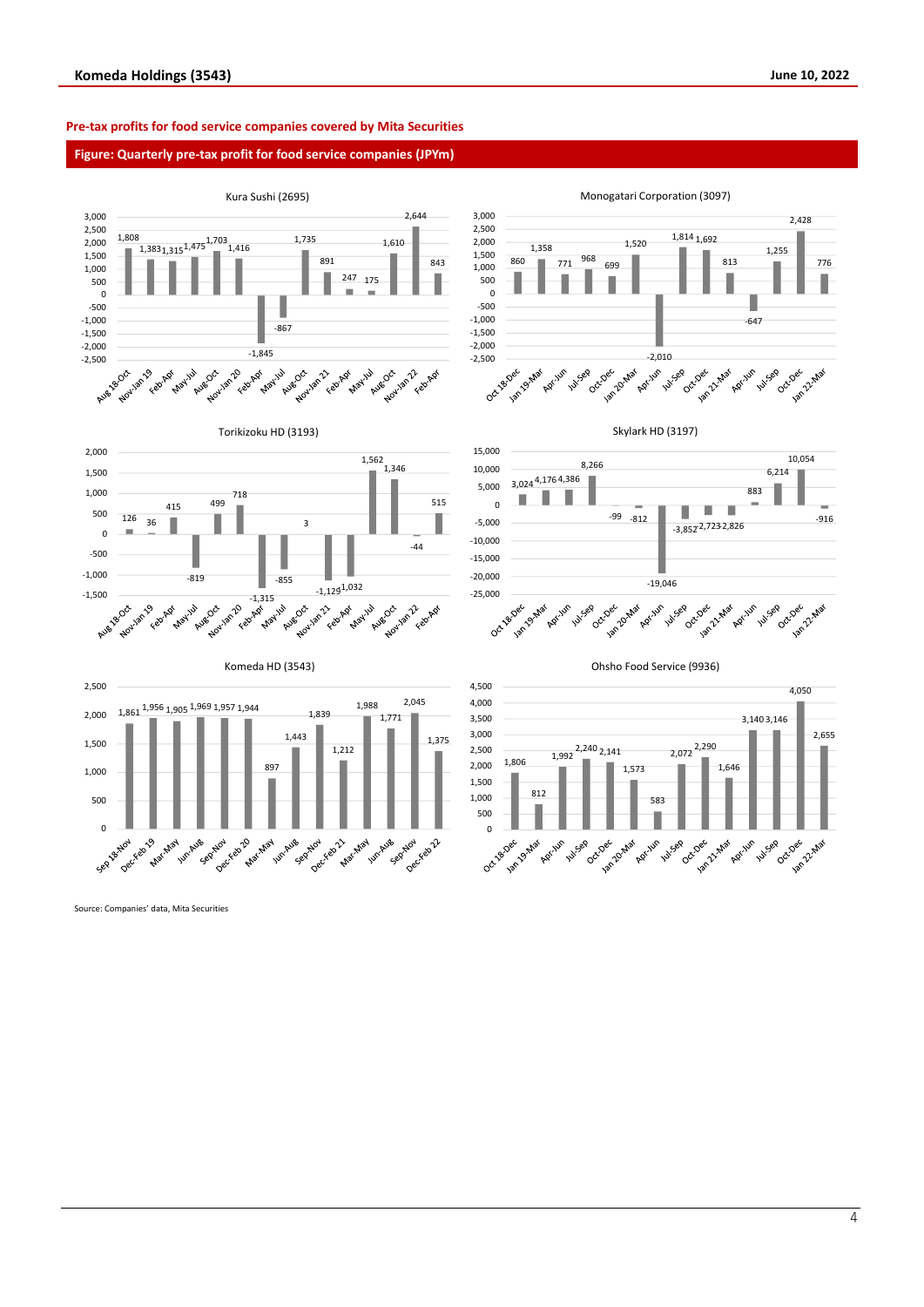**Pre-tax profits for food service companies covered by Mita Securities**

**Figure: Quarterly pre-tax profit for food service companies (JPYm)**

**Kura Sushi (2695)**

| Period | Pre-tax profit |
| --- | --- |
| Aug 18-Oct | 1,808 |
| Nov-Jan 19 | 1,383 |
| Feb-Apr | 1,315 |
| May-Jul | 1,475 |
| Aug-Oct | 1,703 |
| Nov-Jan 20 | 1,416 |
| Feb-Apr | -1,845 |
| May-Jul | -867 |
| Aug-Oct | 1,735 |
| Nov-Jan 21 | 891 |
| Feb-Apr | 247 |
| May-Jul | 175 |
| Aug-Oct | 1,610 |
| Nov-Jan 22 | 2,644 |
| Feb-Apr | 843 |

**Monogatari Corporation (3097)**

| Period | Pre-tax profit |
| --- | --- |
| Oct 18-Dec | 860 |
| Jan 19-Mar | 1,358 |
| Apr-Jun | 771 |
| Jul-Sep | 968 |
| Oct-Dec | 699 |
| Jan 20-Mar | 1,520 |
| Apr-Jun | -2,010 |
| Jul-Sep | 1,814 |
| Oct-Dec | 1,692 |
| Jan 21-Mar | 813 |
| Apr-Jun | -647 |
| Jul-Sep | 1,255 |
| Oct-Dec | 2,428 |
| Jan 22-Mar | 776 |

**Torikizoku HD (3193)**

| Period | Pre-tax profit |
| --- | --- |
| Aug 18-Oct | 126 |
| Nov-Jan 19 | 36 |
| Feb-Apr | 415 |
| May-Jul | -819 |
| Aug-Oct | 499 |
| Nov-Jan 20 | 718 |
| Feb-Apr | -1,315 |
| May-Jul | -855 |
| Aug-Oct | 3 |
| Nov-Jan 21 | -1,129 |
| Feb-Apr | -1,032 |
| May-Jul | 1,562 |
| Aug-Oct | 1,346 |
| Nov-Jan 22 | -44 |
| Feb-Apr | 515 |

**Skylark HD (3197)**

| Period | Pre-tax profit |
| --- | --- |
| Oct 18-Dec | 3,024 |
| Jan 19-Mar | 4,176 |
| Apr-Jun | 4,386 |
| Jul-Sep | 8,266 |
| Oct-Dec | -99 |
| Jan 20-Mar | -812 |
| Apr-Jun | -19,046 |
| Jul-Sep | -3,852 |
| Oct-Dec | -2,723 |
| Jan 21-Mar | -2,826 |
| Apr-Jun | 883 |
| Jul-Sep | 6,214 |
| Oct-Dec | 10,054 |
| Jan 22-Mar | -916 |

**Komeda HD (3543)**

| Period | Pre-tax profit |
| --- | --- |
| Sep 18-Nov | 1,861 |
| Dec-Feb 19 | 1,956 |
| Mar-May | 1,905 |
| Jun-Aug | 1,969 |
| Sep-Nov | 1,957 |
| Dec-Feb 20 | 1,944 |
| Mar-May | 897 |
| Jun-Aug | 1,443 |
| Sep-Nov | 1,839 |
| Dec-Feb 21 | 1,212 |
| Mar-May | 1,988 |
| Jun-Aug | 1,771 |
| Sep-Nov | 2,045 |
| Dec-Feb 22 | 1,375 |

**Ohsho Food Service (9936)**

| Period | Pre-tax profit |
| --- | --- |
| Oct 18-Dec | 1,806 |
| Jan 19-Mar | 812 |
| Apr-Jun | 1,992 |
| Jul-Sep | 2,240 |
| Oct-Dec | 2,141 |
| Jan 20-Mar | 1,573 |
| Apr-Jun | 583 |
| Jul-Sep | 2,072 |
| Oct-Dec | 2,290 |
| Jan 21-Mar | 1,646 |
| Apr-Jun | 3,140 |
| Jul-Sep | 3,146 |
| Oct-Dec | 4,050 |
| Jan 22-Mar | 2,655 |

Source: Companies' data, Mita Securities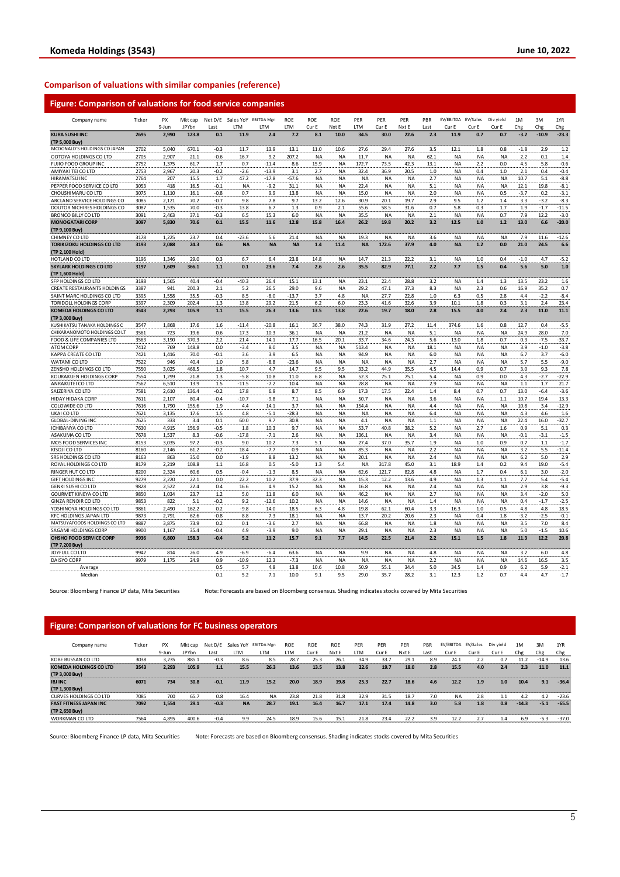## Comparison of valuations with similar companies (reference)

### Figure: Comparison of valuations for food service companies

| Company name | Ticker | PX 9-Jun | Mkt cap JPYbn | Net D/E Last | Sales YoY LTM | EBITDA Mgn LTM | ROE LTM | ROE Cur E | ROE Nxt E | PER LTM | PER Cur E | PER Nxt E | PBR Last | EV/EBITDA Cur E | EV/Sales Cur E | Div yield Cur E | 1M Chg | 3M Chg | 1YR Chg |
|---|---|---|---|---|---|---|---|---|---|---|---|---|---|---|---|---|---|---|---|
| **KURA SUSHI INC (TP 5,000 Buy)** | **2695** | **2,990** | **123.8** | **0.1** | **11.9** | **2.4** | **7.2** | **8.1** | **10.0** | **34.5** | **30.0** | **22.6** | **2.3** | **11.9** | **0.7** | **0.7** | **-3.2** | **-10.9** | **-23.3** |
| MCDONALD'S HOLDINGS CO JAPAN | 2702 | 5,040 | 670.1 | -0.3 | 11.7 | 13.9 | 13.1 | 11.0 | 10.6 | 27.6 | 29.4 | 27.6 | 3.5 | 12.1 | 1.8 | 0.8 | -1.8 | 2.9 | 1.2 |
| OOTOYA HOLDINGS CO LTD | 2705 | 2,907 | 21.1 | -0.6 | 16.7 | 9.2 | 207.2 | NA | NA | 11.7 | NA | NA | 62.1 | NA | NA | NA | 2.2 | 0.1 | 1.4 |
| FUJIO FOOD GROUP INC | 2752 | 1,375 | 61.7 | 1.7 | 0.7 | -11.4 | 8.6 | 15.9 | NA | 172.7 | 73.5 | 42.3 | 13.1 | NA | 2.2 | 0.0 | 4.5 | 5.8 | -0.6 |
| AMIYAKI TEI CO LTD | 2753 | 2,967 | 20.3 | -0.2 | -2.6 | -13.9 | 3.1 | 2.7 | NA | 32.4 | 36.9 | 20.5 | 1.0 | NA | 0.4 | 1.0 | 2.1 | 0.4 | -0.4 |
| HIRAMATSU INC | 2764 | 207 | 15.5 | 1.7 | 47.2 | -17.8 | -57.6 | NA | NA | NA | NA | NA | 2.7 | NA | NA | NA | 10.7 | 5.1 | -8.8 |
| PEPPER FOOD SERVICE CO LTD | 3053 | 418 | 16.5 | -0.1 | NA | -9.2 | 31.1 | NA | NA | 22.4 | NA | NA | 5.1 | NA | NA | NA | 12.1 | 19.8 | -8.1 |
| CHOUSHIMARU CO LTD | 3075 | 1,110 | 16.1 | -0.8 | 0.7 | 9.9 | 13.8 | NA | NA | 15.0 | NA | NA | 2.0 | NA | NA | 0.5 | -3.7 | 0.2 | -3.1 |
| ARCLAND SERVICE HOLDINGS CO | 3085 | 2,121 | 70.2 | -0.7 | 9.8 | 7.8 | 9.7 | 13.2 | 12.6 | 30.9 | 20.1 | 19.7 | 2.9 | 9.5 | 1.2 | 1.4 | 3.3 | -3.2 | -8.3 |
| DOUTOR NICHIRES HOLDINGS CO | 3087 | 1,535 | 70.0 | -0.3 | 13.8 | 6.7 | 1.3 | 0.9 | 2.1 | 55.6 | 58.5 | 31.6 | 0.7 | 5.8 | 0.3 | 1.7 | 1.9 | -1.7 | -11.5 |
| BRONCO BILLY CO LTD | 3091 | 2,463 | 37.1 | -0.3 | 6.5 | 15.3 | 6.0 | NA | NA | 35.5 | NA | NA | 2.1 | NA | NA | 0.7 | 7.9 | 12.2 | -3.0 |
| **MONOGATARI CORP (TP 9,100 Buy)** | **3097** | **5,830** | **70.6** | **0.1** | **15.5** | **11.6** | **12.8** | **15.8** | **16.4** | **26.2** | **19.8** | **20.2** | **3.2** | **12.5** | **1.0** | **1.2** | **13.0** | **6.6** | **-20.0** |
| CHIMNEY CO LTD | 3178 | 1,225 | 23.7 | 0.4 | -23.6 | 5.6 | 21.4 | NA | NA | 19.3 | NA | NA | 3.6 | NA | NA | NA | 7.9 | 11.6 | -12.6 |
| **TORIKIZOKU HOLDINGS CO LTD (TP 2,100 Hold)** | **3193** | **2,088** | **24.3** | **0.6** | **NA** | **NA** | **NA** | **1.4** | **11.4** | **NA** | **172.6** | **37.9** | **4.0** | **NA** | **1.2** | **0.0** | **21.0** | **24.5** | **6.6** |
| HOTLAND CO LTD | 3196 | 1,346 | 29.0 | 0.3 | 6.7 | 6.4 | 23.8 | 14.8 | NA | 14.7 | 21.3 | 22.2 | 3.1 | NA | 1.0 | 0.4 | -1.0 | 4.7 | -5.2 |
| **SKYLARK HOLDINGS CO LTD (TP 1,600 Hold)** | **3197** | **1,609** | **366.1** | **1.1** | **0.1** | **23.6** | **7.4** | **2.6** | **2.6** | **35.5** | **82.9** | **77.1** | **2.2** | **7.7** | **1.5** | **0.4** | **5.6** | **5.0** | **1.0** |
| SFP HOLDINGS CO LTD | 3198 | 1,565 | 40.4 | -0.4 | -40.3 | 26.4 | 15.1 | 13.1 | NA | 23.1 | 22.4 | 28.8 | 3.2 | NA | 1.4 | 1.3 | 13.5 | 23.2 | 1.6 |
| CREATE RESTAURANTS HOLDINGS | 3387 | 941 | 200.3 | 2.1 | 5.2 | 26.5 | 29.0 | 9.6 | NA | 29.2 | 47.1 | 37.3 | 8.3 | NA | 2.3 | 0.6 | 16.9 | 35.2 | 0.7 |
| SAINT MARC HOLDINGS CO LTD | 3395 | 1,558 | 35.5 | -0.5 | 8.5 | -8.0 | -13.7 | 3.7 | 4.8 | NA | 27.7 | 22.8 | 1.0 | 6.3 | 0.5 | 2.8 | 4.4 | -2.2 | -8.4 |
| TORIDOLL HOLDINGS CORP | 3397 | 2,309 | 202.4 | 1.3 | 13.8 | 29.2 | 21.5 | 6.2 | 6.0 | 23.3 | 41.6 | 32.6 | 3.9 | 10.1 | 1.8 | 0.3 | 3.1 | 2.4 | 23.4 |
| **KOMEDA HOLDINGS CO LTD (TP 3,000 Buy)** | **3543** | **2,293** | **105.9** | **1.1** | **15.5** | **26.3** | **13.6** | **13.5** | **13.8** | **22.6** | **19.7** | **18.0** | **2.8** | **15.5** | **4.0** | **2.4** | **2.3** | **11.0** | **11.1** |
| KUSHIKATSU TANAKA HOLDINGS C | 3547 | 1,868 | 17.6 | 1.6 | -11.4 | -20.8 | 16.1 | 36.7 | 38.0 | 74.3 | 31.9 | 27.2 | 11.4 | 374.6 | 1.6 | 0.8 | 12.7 | 0.4 | -5.5 |
| CHIKARANOMOTO HOLDINGS CO LT | 3561 | 723 | 19.6 | 0.6 | 17.3 | 10.3 | 36.1 | NA | NA | 21.2 | NA | NA | 5.1 | NA | NA | NA | 24.9 | 28.0 | 7.0 |
| FOOD & LIFE COMPANIES LTD | 3563 | 3,190 | 370.3 | 2.2 | 21.4 | 14.1 | 17.7 | 16.5 | 20.1 | 33.7 | 34.6 | 24.3 | 5.6 | 13.0 | 1.8 | 0.7 | 0.3 | -7.5 | -33.7 |
| ATOM CORP | 7412 | 769 | 148.8 | 0.0 | -3.4 | 8.0 | 3.5 | NA | NA | 513.4 | NA | NA | 18.1 | NA | NA | NA | 3.9 | -1.0 | -3.8 |
| KAPPA CREATE CO LTD | 7421 | 1,416 | 70.0 | -0.1 | 3.6 | 3.9 | 6.5 | NA | NA | 94.9 | NA | NA | 6.0 | NA | NA | NA | 6.7 | 3.7 | -6.0 |
| WATAMI CO LTD | 7522 | 946 | 40.4 | 1.0 | 5.8 | -8.8 | -23.6 | NA | NA | NA | NA | NA | 2.7 | NA | NA | NA | 5.7 | 5.5 | -9.0 |
| ZENSHO HOLDINGS CO LTD | 7550 | 3,025 | 468.5 | 1.8 | 10.7 | 4.7 | 14.7 | 9.5 | 9.5 | 33.2 | 44.9 | 35.5 | 4.5 | 14.4 | 0.9 | 0.7 | 3.0 | 9.3 | 7.8 |
| KOURAKUEN HOLDINGS CORP | 7554 | 1,299 | 21.8 | 1.3 | -5.8 | 10.8 | 11.0 | 6.8 | NA | 52.3 | 75.1 | 75.1 | 5.4 | NA | 0.9 | 0.0 | 4.3 | -2.7 | -22.9 |
| ANRAKUTEI CO LTD | 7562 | 6,510 | 13.9 | 1.5 | -11.5 | -7.2 | 10.4 | NA | NA | 28.8 | NA | NA | 2.9 | NA | NA | NA | 1.1 | 1.7 | 21.7 |
| SAIZERIYA CO LTD | 7581 | 2,610 | 136.4 | -0.2 | 17.8 | 6.9 | 8.7 | 8.5 | 6.9 | 17.3 | 17.5 | 22.4 | 1.4 | 8.4 | 0.7 | 0.7 | 13.0 | -6.4 | -3.6 |
| HIDAY HIDAKA CORP | 7611 | 2,107 | 80.4 | -0.4 | -10.7 | -9.8 | 7.1 | NA | NA | 50.7 | NA | NA | 3.6 | NA | NA | 1.1 | 10.7 | 19.4 | 13.3 |
| COLOWIDE CO LTD | 7616 | 1,790 | 155.6 | 1.9 | 4.4 | 14.1 | 3.7 | NA | NA | 154.4 | NA | NA | 4.4 | NA | NA | NA | 10.8 | 3.4 | -12.9 |
| UKAI CO LTD | 7621 | 3,135 | 17.6 | 1.5 | 4.8 | -5.1 | -28.3 | NA | NA | NA | NA | NA | 6.4 | NA | NA | NA | 4.3 | 4.6 | 1.6 |
| GLOBAL-DINING INC | 7625 | 333 | 3.4 | 0.1 | 60.0 | 9.7 | 30.8 | NA | NA | 4.1 | NA | NA | 1.1 | NA | NA | NA | 22.4 | 16.0 | -32.7 |
| ICHIBANYA CO LTD | 7630 | 4,915 | 156.9 | -0.5 | 1.8 | 10.3 | 9.7 | NA | NA | 53.7 | 40.8 | 38.2 | 5.2 | NA | 2.7 | 1.6 | 0.9 | 5.1 | 0.3 |
| ASAKUMA CO LTD | 7678 | 1,537 | 8.3 | -0.6 | -17.8 | -7.1 | 2.6 | NA | NA | 136.1 | NA | NA | 3.4 | NA | NA | NA | -0.1 | -3.1 | -1.5 |
| MOS FOOD SERVICES INC | 8153 | 3,035 | 97.2 | -0.3 | 9.0 | 10.2 | 7.3 | 5.1 | NA | 27.4 | 37.0 | 35.7 | 1.9 | NA | 1.0 | 0.9 | 0.7 | 1.1 | -1.7 |
| KISOJI CO LTD | 8160 | 2,146 | 61.2 | -0.2 | 18.4 | -7.7 | 0.9 | NA | NA | 85.3 | NA | NA | 2.2 | NA | NA | NA | 3.2 | 5.5 | -11.4 |
| SRS HOLDINGS CO LTD | 8163 | 863 | 35.0 | 0.0 | -1.9 | 8.8 | 13.2 | NA | NA | 20.1 | NA | NA | 2.4 | NA | NA | NA | 6.2 | 5.0 | 2.9 |
| ROYAL HOLDINGS CO LTD | 8179 | 2,219 | 108.8 | 1.1 | 16.8 | 0.5 | -5.0 | 1.3 | 5.4 | NA | 317.8 | 45.0 | 3.1 | 18.9 | 1.4 | 0.2 | 9.4 | 19.0 | -5.4 |
| RINGER HUT CO LTD | 8200 | 2,324 | 60.6 | 0.5 | -0.4 | -1.3 | 8.5 | NA | NA | 62.6 | 121.7 | 82.8 | 4.8 | NA | 1.7 | 0.4 | 6.1 | 3.0 | -2.0 |
| GIFT HOLDINGS INC | 9279 | 2,220 | 22.1 | 0.0 | 22.2 | 10.2 | 37.9 | 32.3 | NA | 15.3 | 12.2 | 13.6 | 4.9 | NA | 1.3 | 1.1 | 7.7 | 5.4 | -5.4 |
| GENKI SUSHI CO LTD | 9828 | 2,522 | 22.4 | 0.4 | 16.6 | 4.9 | 15.2 | NA | NA | 16.8 | NA | NA | 2.4 | NA | NA | NA | 2.9 | 3.8 | -9.3 |
| GOURMET KINEYA CO LTD | 9850 | 1,034 | 23.7 | 1.2 | 5.0 | 11.8 | 6.0 | NA | NA | 46.2 | NA | NA | 2.7 | NA | NA | NA | 3.4 | -2.0 | 5.0 |
| GINZA RENOIR CO LTD | 9853 | 822 | 5.1 | -0.2 | 9.2 | -12.6 | 10.2 | NA | NA | 14.6 | NA | NA | 1.4 | NA | NA | NA | 0.4 | -1.7 | -2.5 |
| YOSHINOYA HOLDINGS CO LTD | 9861 | 2,490 | 162.2 | 0.2 | -9.8 | 14.0 | 18.5 | 6.3 | 4.8 | 19.8 | 62.1 | 60.4 | 3.3 | 16.3 | 1.0 | 0.5 | 4.8 | 4.8 | 18.5 |
| KFC HOLDINGS JAPAN LTD | 9873 | 2,791 | 62.6 | -0.8 | 8.8 | 7.3 | 18.1 | NA | NA | 13.7 | 20.2 | 20.6 | 2.3 | NA | 0.4 | 1.8 | -3.2 | -2.5 | -0.1 |
| MATSUYAFOODS HOLDINGS CO LTD | 9887 | 3,875 | 73.9 | 0.2 | 0.1 | -3.6 | 2.7 | NA | NA | 66.8 | NA | NA | 1.8 | NA | NA | NA | 3.5 | 7.0 | 8.4 |
| SAGAMI HOLDINGS CORP | 9900 | 1,167 | 35.4 | -0.4 | 4.9 | -3.9 | 9.0 | NA | NA | 29.1 | NA | NA | 2.3 | NA | NA | NA | 5.0 | -1.5 | 10.6 |
| **OHSHO FOOD SERVICE CORP (TP 7,200 Buy)** | **9936** | **6,800** | **158.3** | **-0.4** | **5.2** | **11.2** | **15.7** | **9.1** | **7.7** | **14.5** | **22.5** | **21.4** | **2.2** | **15.1** | **1.5** | **1.8** | **11.3** | **12.2** | **20.8** |
| JOYFULL CO LTD | 9942 | 814 | 26.0 | 4.9 | -6.9 | -6.4 | 63.6 | NA | NA | 9.9 | NA | NA | 4.8 | NA | NA | NA | 3.2 | 6.0 | 4.8 |
| DAISYO CORP | 9979 | 1,175 | 24.9 | 0.9 | -10.9 | 12.3 | -7.3 | NA | NA | NA | NA | NA | 2.2 | NA | NA | NA | 14.6 | 16.5 | 3.5 |
| Average | | | | 0.5 | 5.7 | 4.8 | 13.8 | 10.6 | 10.8 | 50.9 | 55.1 | 34.4 | 5.0 | 34.5 | 1.4 | 0.9 | 6.2 | 5.9 | -2.1 |
| Median | | | | 0.1 | 5.2 | 7.1 | 10.0 | 9.1 | 9.5 | 29.0 | 35.7 | 28.2 | 3.1 | 12.3 | 1.2 | 0.7 | 4.4 | 4.7 | -1.7 |

Source: Bloomberg Finance LP data, Mita Securities Note: Forecasts are based on Bloomberg consensus. Shading indicates stocks covered by Mita Securities

### Figure: Comparison of valuations for FC business operators

| Company name | Ticker | PX 9-Jun | Mkt cap JPYbn | Net D/E Last | Sales YoY LTM | EBITDA Mgn LTM | ROE LTM | ROE Cur E | ROE Nxt E | PER LTM | PER Cur E | PER Nxt E | PBR Last | EV/EBITDA Cur E | EV/Sales Cur E | Div yield Cur E | 1M Chg | 3M Chg | 1YR Chg |
|---|---|---|---|---|---|---|---|---|---|---|---|---|---|---|---|---|---|---|---|
| KOBE BUSSAN CO LTD | 3038 | 3,235 | 885.1 | -0.3 | 8.6 | 8.5 | 28.7 | 25.3 | 26.1 | 34.9 | 33.7 | 29.1 | 8.9 | 24.1 | 2.2 | 0.7 | 11.2 | -14.9 | 13.6 |
| **KOMEDA HOLDINGS CO LTD (TP 3,000 Buy)** | **3543** | **2,293** | **105.9** | **1.1** | **15.5** | **26.3** | **13.6** | **13.5** | **13.8** | **22.6** | **19.7** | **18.0** | **2.8** | **15.5** | **4.0** | **2.4** | **2.3** | **11.0** | **11.1** |
| **IBJ INC (TP 1,300 Buy)** | **6071** | **734** | **30.8** | **-0.1** | **11.9** | **15.2** | **20.0** | **18.9** | **19.8** | **25.3** | **22.7** | **18.6** | **4.6** | **12.2** | **1.9** | **1.0** | **10.4** | **9.1** | **-36.4** |
| CURVES HOLDINGS CO LTD | 7085 | 700 | 65.7 | 0.8 | 16.4 | NA | 23.8 | 21.8 | 31.8 | 32.9 | 31.5 | 18.7 | 7.0 | NA | 2.8 | 1.1 | 4.2 | 4.2 | -23.6 |
| **FAST FITNESS JAPAN INC (TP 2,650 Buy)** | **7092** | **1,554** | **29.1** | **-0.3** | **NA** | **28.7** | **19.1** | **16.4** | **16.7** | **17.1** | **17.4** | **14.8** | **3.0** | **5.8** | **1.8** | **0.8** | **-14.3** | **-5.1** | **-65.5** |
| WORKMAN CO LTD | 7564 | 4,895 | 400.6 | -0.4 | 9.9 | 24.5 | 18.9 | 15.6 | 15.1 | 21.8 | 23.4 | 22.2 | 3.9 | 12.2 | 2.7 | 1.4 | 6.9 | -5.3 | -37.0 |

Source: Bloomberg Finance LP data, Mita Securities Note: Forecasts are based on Bloomberg consensus. Shading indicates stocks covered by Mita Securities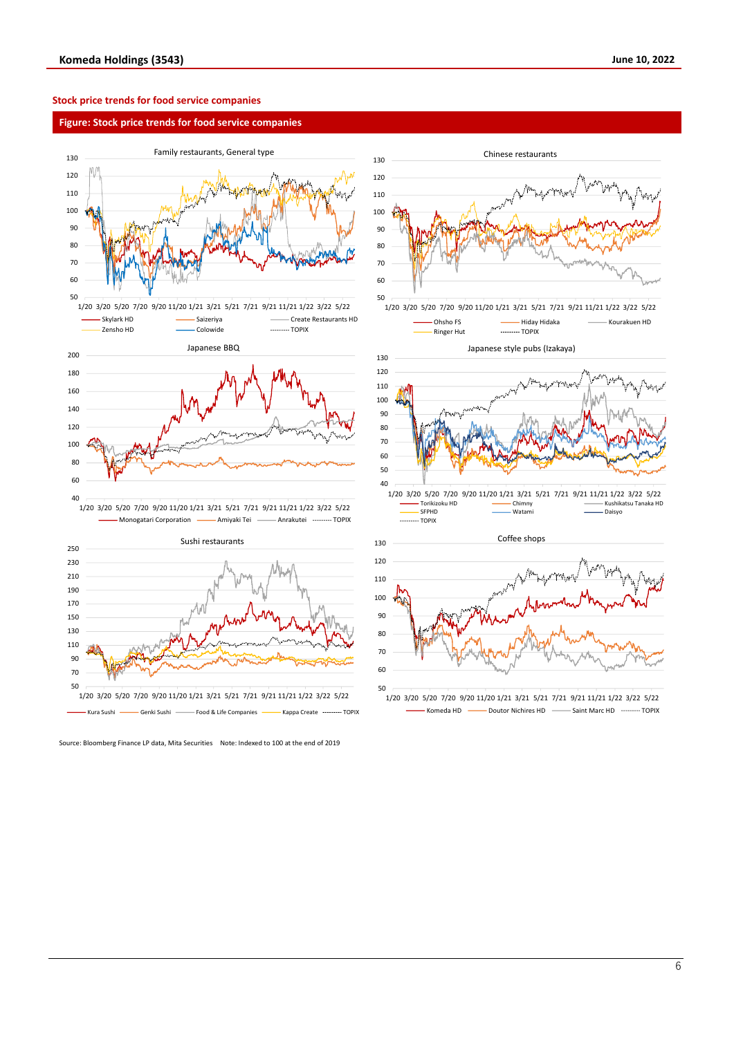### Stock price trends for food service companies

**Figure: Stock price trends for food service companies**

Family restaurants, General type

Skylark HD, Saizeriya, Create Restaurants HD, Zensho HD, Colowide, TOPIX

Chinese restaurants

Ohsho FS, Hiday Hidaka, Kourakuen HD, Ringer Hut, TOPIX

Japanese BBQ

Monogatari Corporation, Amiyaki Tei, Anrakutei, TOPIX

Japanese style pubs (Izakaya)

Torikizoku HD, Chimny, Kushikatsu Tanaka HD, SFPHD, Watami, Daisyo, TOPIX

Sushi restaurants

Kura Sushi, Genki Sushi, Food & Life Companies, Kappa Create, TOPIX

Coffee shops

Komeda HD, Doutor Nichires HD, Saint Marc HD, TOPIX

Source: Bloomberg Finance LP data, Mita Securities   Note: Indexed to 100 at the end of 2019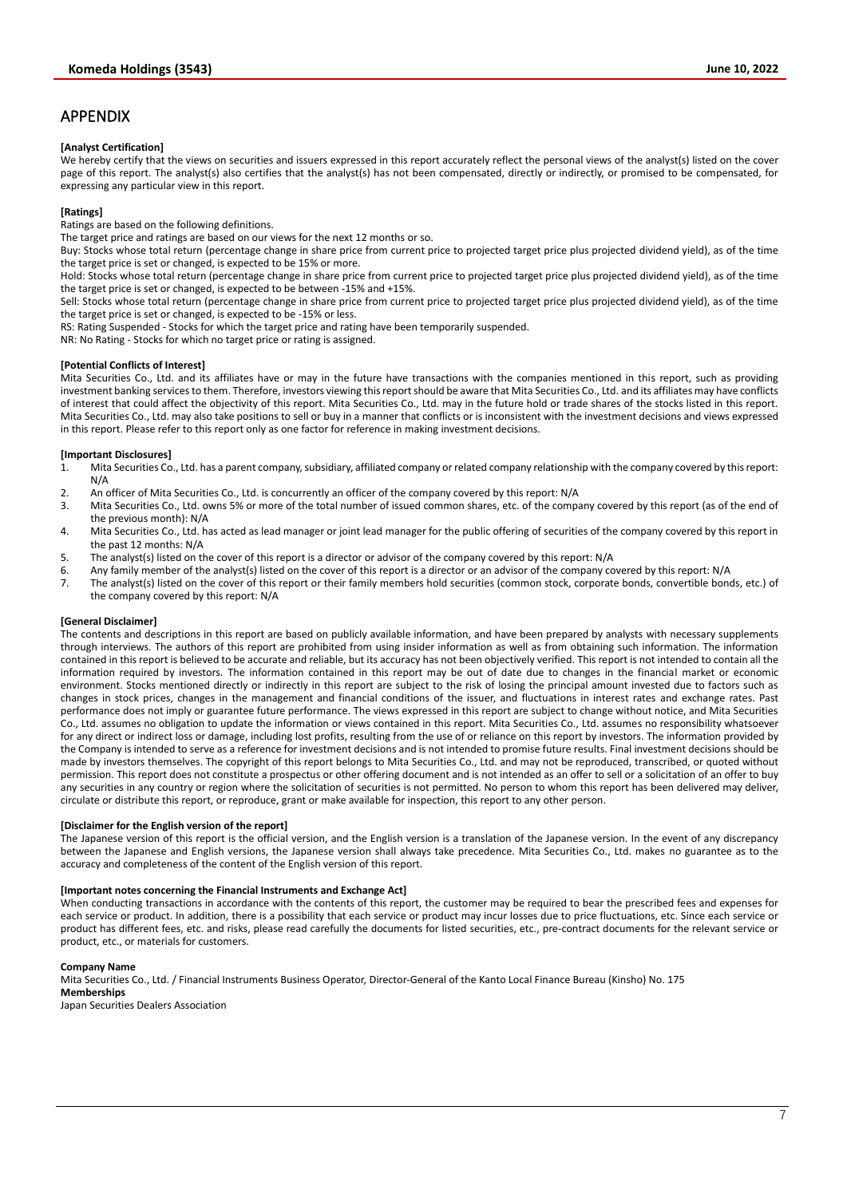# APPENDIX

**[Analyst Certification]**

We hereby certify that the views on securities and issuers expressed in this report accurately reflect the personal views of the analyst(s) listed on the cover page of this report. The analyst(s) also certifies that the analyst(s) has not been compensated, directly or indirectly, or promised to be compensated, for expressing any particular view in this report.

**[Ratings]**

Ratings are based on the following definitions.

The target price and ratings are based on our views for the next 12 months or so.

Buy: Stocks whose total return (percentage change in share price from current price to projected target price plus projected dividend yield), as of the time the target price is set or changed, is expected to be 15% or more.

Hold: Stocks whose total return (percentage change in share price from current price to projected target price plus projected dividend yield), as of the time the target price is set or changed, is expected to be between -15% and +15%.

Sell: Stocks whose total return (percentage change in share price from current price to projected target price plus projected dividend yield), as of the time the target price is set or changed, is expected to be -15% or less.

RS: Rating Suspended - Stocks for which the target price and rating have been temporarily suspended.

NR: No Rating - Stocks for which no target price or rating is assigned.

**[Potential Conflicts of Interest]**

Mita Securities Co., Ltd. and its affiliates have or may in the future have transactions with the companies mentioned in this report, such as providing investment banking services to them. Therefore, investors viewing this report should be aware that Mita Securities Co., Ltd. and its affiliates may have conflicts of interest that could affect the objectivity of this report. Mita Securities Co., Ltd. may in the future hold or trade shares of the stocks listed in this report. Mita Securities Co., Ltd. may also take positions to sell or buy in a manner that conflicts or is inconsistent with the investment decisions and views expressed in this report. Please refer to this report only as one factor for reference in making investment decisions.

**[Important Disclosures]**

1. Mita Securities Co., Ltd. has a parent company, subsidiary, affiliated company or related company relationship with the company covered by this report: N/A
2. An officer of Mita Securities Co., Ltd. is concurrently an officer of the company covered by this report: N/A
3. Mita Securities Co., Ltd. owns 5% or more of the total number of issued common shares, etc. of the company covered by this report (as of the end of the previous month): N/A
4. Mita Securities Co., Ltd. has acted as lead manager or joint lead manager for the public offering of securities of the company covered by this report in the past 12 months: N/A
5. The analyst(s) listed on the cover of this report is a director or advisor of the company covered by this report: N/A
6. Any family member of the analyst(s) listed on the cover of this report is a director or an advisor of the company covered by this report: N/A
7. The analyst(s) listed on the cover of this report or their family members hold securities (common stock, corporate bonds, convertible bonds, etc.) of the company covered by this report: N/A

**[General Disclaimer]**

The contents and descriptions in this report are based on publicly available information, and have been prepared by analysts with necessary supplements through interviews. The authors of this report are prohibited from using insider information as well as from obtaining such information. The information contained in this report is believed to be accurate and reliable, but its accuracy has not been objectively verified. This report is not intended to contain all the information required by investors. The information contained in this report may be out of date due to changes in the financial market or economic environment. Stocks mentioned directly or indirectly in this report are subject to the risk of losing the principal amount invested due to factors such as changes in stock prices, changes in the management and financial conditions of the issuer, and fluctuations in interest rates and exchange rates. Past performance does not imply or guarantee future performance. The views expressed in this report are subject to change without notice, and Mita Securities Co., Ltd. assumes no obligation to update the information or views contained in this report. Mita Securities Co., Ltd. assumes no responsibility whatsoever for any direct or indirect loss or damage, including lost profits, resulting from the use of or reliance on this report by investors. The information provided by the Company is intended to serve as a reference for investment decisions and is not intended to promise future results. Final investment decisions should be made by investors themselves. The copyright of this report belongs to Mita Securities Co., Ltd. and may not be reproduced, transcribed, or quoted without permission. This report does not constitute a prospectus or other offering document and is not intended as an offer to sell or a solicitation of an offer to buy any securities in any country or region where the solicitation of securities is not permitted. No person to whom this report has been delivered may deliver, circulate or distribute this report, or reproduce, grant or make available for inspection, this report to any other person.

**[Disclaimer for the English version of the report]**

The Japanese version of this report is the official version, and the English version is a translation of the Japanese version. In the event of any discrepancy between the Japanese and English versions, the Japanese version shall always take precedence. Mita Securities Co., Ltd. makes no guarantee as to the accuracy and completeness of the content of the English version of this report.

**[Important notes concerning the Financial Instruments and Exchange Act]**

When conducting transactions in accordance with the contents of this report, the customer may be required to bear the prescribed fees and expenses for each service or product. In addition, there is a possibility that each service or product may incur losses due to price fluctuations, etc. Since each service or product has different fees, etc. and risks, please read carefully the documents for listed securities, etc., pre-contract documents for the relevant service or product, etc., or materials for customers.

**Company Name**

Mita Securities Co., Ltd. / Financial Instruments Business Operator, Director-General of the Kanto Local Finance Bureau (Kinsho) No. 175

**Memberships**

Japan Securities Dealers Association